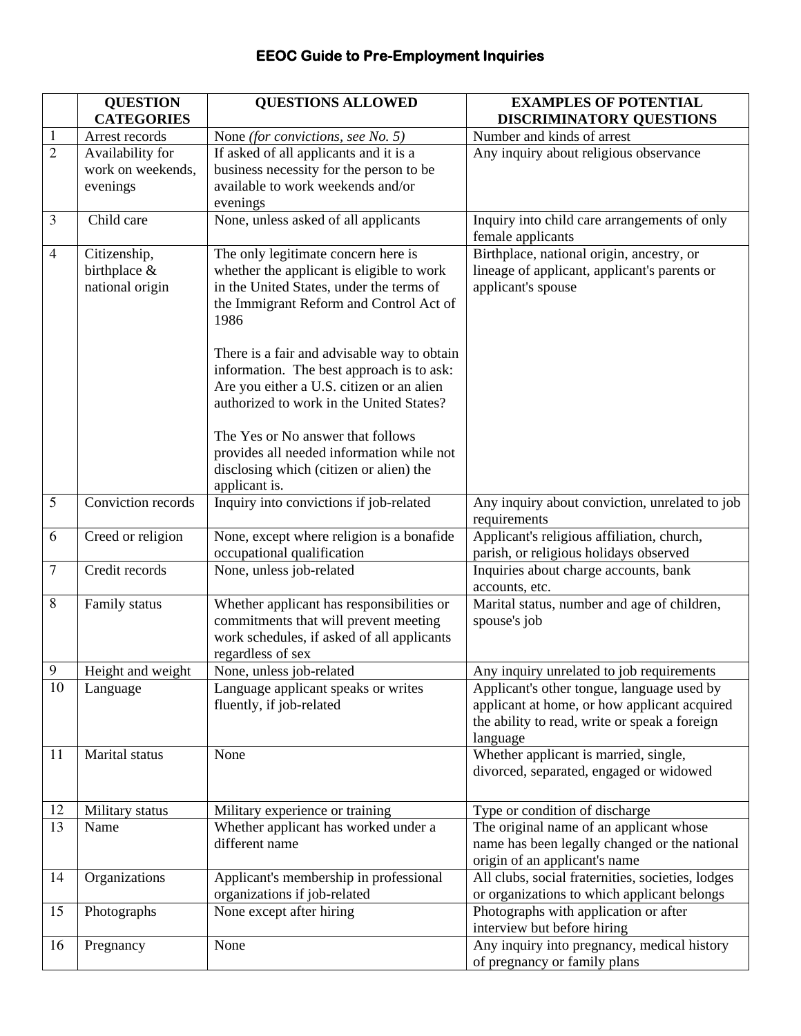# EEOC Guide to Pre-Employment Inquiries

| | QUESTION CATEGORIES | QUESTIONS ALLOWED | EXAMPLES OF POTENTIAL DISCRIMINATORY QUESTIONS |
|---|---|---|---|
| 1 | Arrest records | None *(for convictions, see No. 5)* | Number and kinds of arrest |
| 2 | Availability for work on weekends, evenings | If asked of all applicants and it is a business necessity for the person to be available to work weekends and/or evenings | Any inquiry about religious observance |
| 3 | Child care | None, unless asked of all applicants | Inquiry into child care arrangements of only female applicants |
| 4 | Citizenship, birthplace & national origin | The only legitimate concern here is whether the applicant is eligible to work in the United States, under the terms of the Immigrant Reform and Control Act of 1986<br><br>There is a fair and advisable way to obtain information. The best approach is to ask: Are you either a U.S. citizen or an alien authorized to work in the United States?<br><br>The Yes or No answer that follows provides all needed information while not disclosing which (citizen or alien) the applicant is. | Birthplace, national origin, ancestry, or lineage of applicant, applicant's parents or applicant's spouse |
| 5 | Conviction records | Inquiry into convictions if job-related | Any inquiry about conviction, unrelated to job requirements |
| 6 | Creed or religion | None, except where religion is a bonafide occupational qualification | Applicant's religious affiliation, church, parish, or religious holidays observed |
| 7 | Credit records | None, unless job-related | Inquiries about charge accounts, bank accounts, etc. |
| 8 | Family status | Whether applicant has responsibilities or commitments that will prevent meeting work schedules, if asked of all applicants regardless of sex | Marital status, number and age of children, spouse's job |
| 9 | Height and weight | None, unless job-related | Any inquiry unrelated to job requirements |
| 10 | Language | Language applicant speaks or writes fluently, if job-related | Applicant's other tongue, language used by applicant at home, or how applicant acquired the ability to read, write or speak a foreign language |
| 11 | Marital status | None | Whether applicant is married, single, divorced, separated, engaged or widowed |
| 12 | Military status | Military experience or training | Type or condition of discharge |
| 13 | Name | Whether applicant has worked under a different name | The original name of an applicant whose name has been legally changed or the national origin of an applicant's name |
| 14 | Organizations | Applicant's membership in professional organizations if job-related | All clubs, social fraternities, societies, lodges or organizations to which applicant belongs |
| 15 | Photographs | None except after hiring | Photographs with application or after interview but before hiring |
| 16 | Pregnancy | None | Any inquiry into pregnancy, medical history of pregnancy or family plans |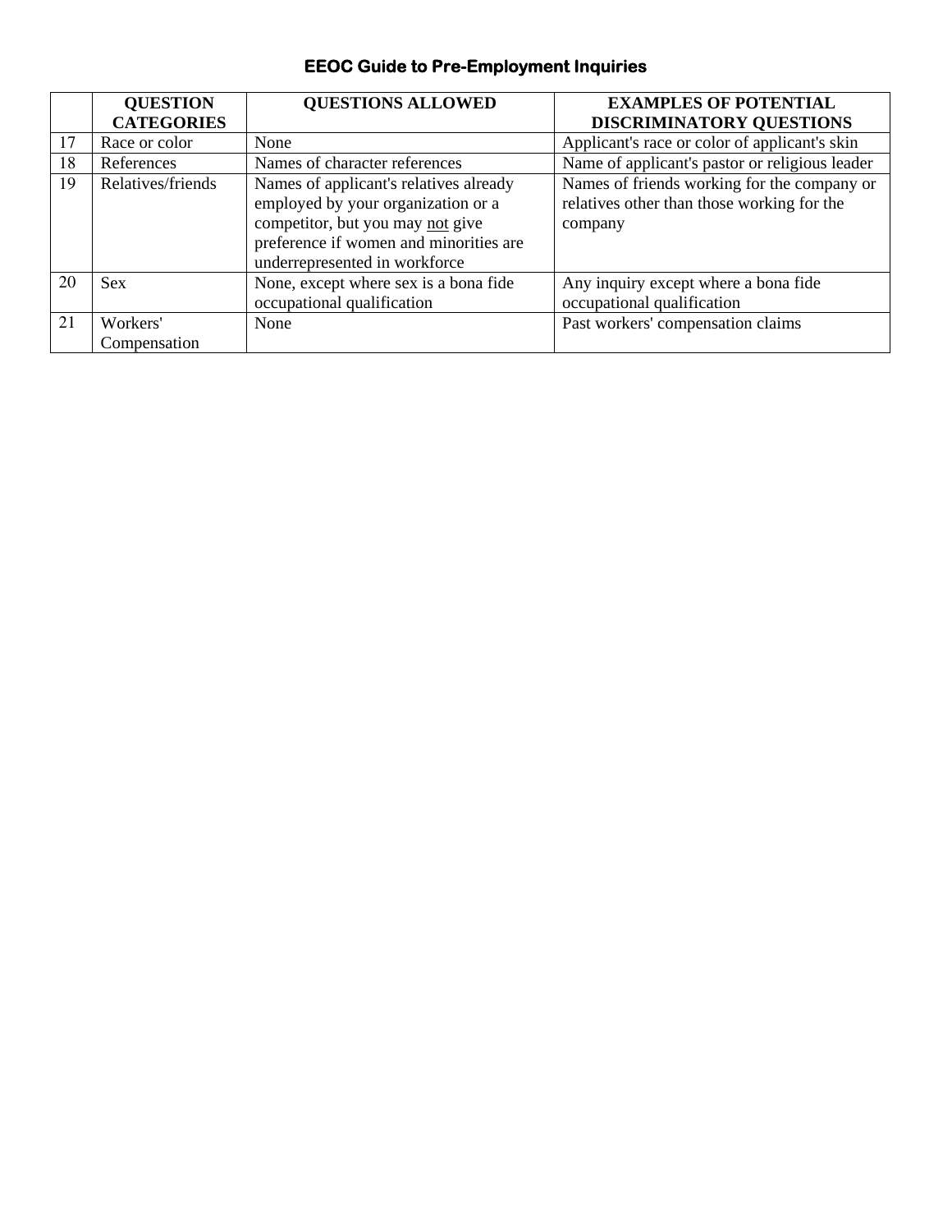# EEOC Guide to Pre-Employment Inquiries

| | QUESTION CATEGORIES | QUESTIONS ALLOWED | EXAMPLES OF POTENTIAL DISCRIMINATORY QUESTIONS |
|---|---|---|---|
| 17 | Race or color | None | Applicant's race or color of applicant's skin |
| 18 | References | Names of character references | Name of applicant's pastor or religious leader |
| 19 | Relatives/friends | Names of applicant's relatives already employed by your organization or a competitor, but you may not give preference if women and minorities are underrepresented in workforce | Names of friends working for the company or relatives other than those working for the company |
| 20 | Sex | None, except where sex is a bona fide occupational qualification | Any inquiry except where a bona fide occupational qualification |
| 21 | Workers' Compensation | None | Past workers' compensation claims |